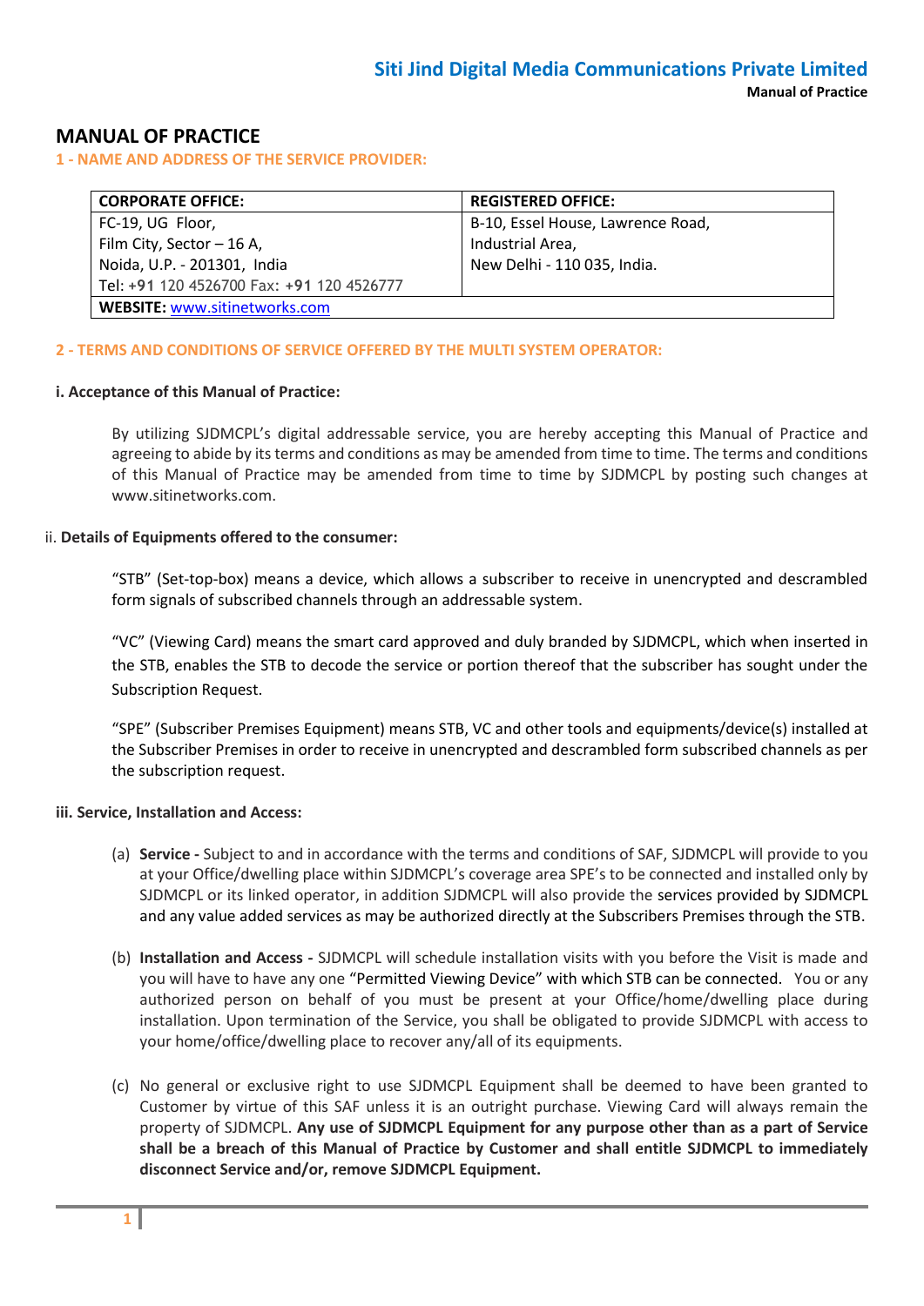# MANUAL OF PRACTICE

## 1 - NAME AND ADDRESS OF THE SERVICE PROVIDER:

| CORPORATE OFFICE: | REGISTERED OFFICE: |
|---|---|
| FC-19, UG Floor,<br>Film City, Sector – 16 A,<br>Noida, U.P. - 201301, India<br>Tel: +91 120 4526700 Fax: +91 120 4526777 | B-10, Essel House, Lawrence Road,<br>Industrial Area,<br>New Delhi - 110 035, India. |
| **WEBSITE:** www.sitinetworks.com | |

## 2 - TERMS AND CONDITIONS OF SERVICE OFFERED BY THE MULTI SYSTEM OPERATOR:

### i. Acceptance of this Manual of Practice:

By utilizing SJDMCPL's digital addressable service, you are hereby accepting this Manual of Practice and agreeing to abide by its terms and conditions as may be amended from time to time. The terms and conditions of this Manual of Practice may be amended from time to time by SJDMCPL by posting such changes at www.sitinetworks.com.

### ii. Details of Equipments offered to the consumer:

"STB" (Set-top-box) means a device, which allows a subscriber to receive in unencrypted and descrambled form signals of subscribed channels through an addressable system.

"VC" (Viewing Card) means the smart card approved and duly branded by SJDMCPL, which when inserted in the STB, enables the STB to decode the service or portion thereof that the subscriber has sought under the Subscription Request.

"SPE" (Subscriber Premises Equipment) means STB, VC and other tools and equipments/device(s) installed at the Subscriber Premises in order to receive in unencrypted and descrambled form subscribed channels as per the subscription request.

### iii. Service, Installation and Access:

(a) **Service -** Subject to and in accordance with the terms and conditions of SAF, SJDMCPL will provide to you at your Office/dwelling place within SJDMCPL's coverage area SPE's to be connected and installed only by SJDMCPL or its linked operator, in addition SJDMCPL will also provide the services provided by SJDMCPL and any value added services as may be authorized directly at the Subscribers Premises through the STB.

(b) **Installation and Access -** SJDMCPL will schedule installation visits with you before the Visit is made and you will have to have any one "Permitted Viewing Device" with which STB can be connected. You or any authorized person on behalf of you must be present at your Office/home/dwelling place during installation. Upon termination of the Service, you shall be obligated to provide SJDMCPL with access to your home/office/dwelling place to recover any/all of its equipments.

(c) No general or exclusive right to use SJDMCPL Equipment shall be deemed to have been granted to Customer by virtue of this SAF unless it is an outright purchase. Viewing Card will always remain the property of SJDMCPL. **Any use of SJDMCPL Equipment for any purpose other than as a part of Service shall be a breach of this Manual of Practice by Customer and shall entitle SJDMCPL to immediately disconnect Service and/or, remove SJDMCPL Equipment.**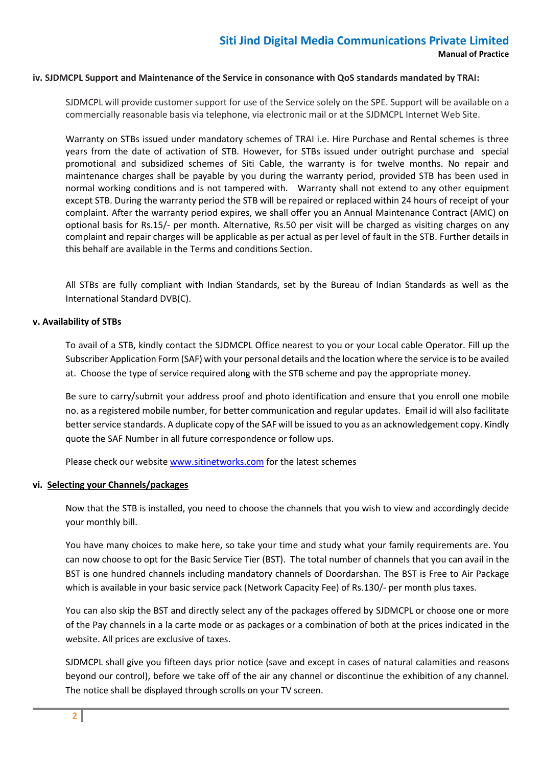### iv. SJDMCPL Support and Maintenance of the Service in consonance with QoS standards mandated by TRAI:

SJDMCPL will provide customer support for use of the Service solely on the SPE. Support will be available on a commercially reasonable basis via telephone, via electronic mail or at the SJDMCPL Internet Web Site.

Warranty on STBs issued under mandatory schemes of TRAI i.e. Hire Purchase and Rental schemes is three years from the date of activation of STB. However, for STBs issued under outright purchase and special promotional and subsidized schemes of Siti Cable, the warranty is for twelve months. No repair and maintenance charges shall be payable by you during the warranty period, provided STB has been used in normal working conditions and is not tampered with. Warranty shall not extend to any other equipment except STB. During the warranty period the STB will be repaired or replaced within 24 hours of receipt of your complaint. After the warranty period expires, we shall offer you an Annual Maintenance Contract (AMC) on optional basis for Rs.15/- per month. Alternative, Rs.50 per visit will be charged as visiting charges on any complaint and repair charges will be applicable as per actual as per level of fault in the STB. Further details in this behalf are available in the Terms and conditions Section.

All STBs are fully compliant with Indian Standards, set by the Bureau of Indian Standards as well as the International Standard DVB(C).

### v. Availability of STBs

To avail of a STB, kindly contact the SJDMCPL Office nearest to you or your Local cable Operator. Fill up the Subscriber Application Form (SAF) with your personal details and the location where the service is to be availed at. Choose the type of service required along with the STB scheme and pay the appropriate money.

Be sure to carry/submit your address proof and photo identification and ensure that you enroll one mobile no. as a registered mobile number, for better communication and regular updates. Email id will also facilitate better service standards. A duplicate copy of the SAF will be issued to you as an acknowledgement copy. Kindly quote the SAF Number in all future correspondence or follow ups.

Please check our website www.sitinetworks.com for the latest schemes

### vi. Selecting your Channels/packages

Now that the STB is installed, you need to choose the channels that you wish to view and accordingly decide your monthly bill.

You have many choices to make here, so take your time and study what your family requirements are. You can now choose to opt for the Basic Service Tier (BST). The total number of channels that you can avail in the BST is one hundred channels including mandatory channels of Doordarshan. The BST is Free to Air Package which is available in your basic service pack (Network Capacity Fee) of Rs.130/- per month plus taxes.

You can also skip the BST and directly select any of the packages offered by SJDMCPL or choose one or more of the Pay channels in a la carte mode or as packages or a combination of both at the prices indicated in the website. All prices are exclusive of taxes.

SJDMCPL shall give you fifteen days prior notice (save and except in cases of natural calamities and reasons beyond our control), before we take off of the air any channel or discontinue the exhibition of any channel. The notice shall be displayed through scrolls on your TV screen.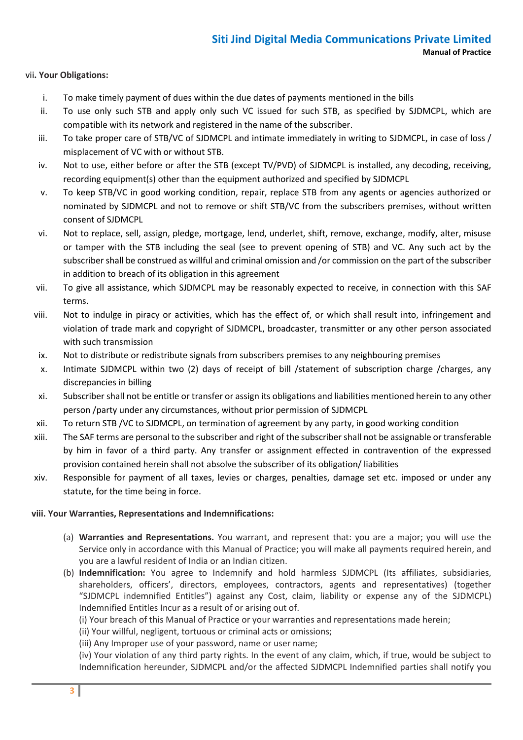vii. **Your Obligations:**

i. To make timely payment of dues within the due dates of payments mentioned in the bills
ii. To use only such STB and apply only such VC issued for such STB, as specified by SJDMCPL, which are compatible with its network and registered in the name of the subscriber.
iii. To take proper care of STB/VC of SJDMCPL and intimate immediately in writing to SJDMCPL, in case of loss / misplacement of VC with or without STB.
iv. Not to use, either before or after the STB (except TV/PVD) of SJDMCPL is installed, any decoding, receiving, recording equipment(s) other than the equipment authorized and specified by SJDMCPL
v. To keep STB/VC in good working condition, repair, replace STB from any agents or agencies authorized or nominated by SJDMCPL and not to remove or shift STB/VC from the subscribers premises, without written consent of SJDMCPL
vi. Not to replace, sell, assign, pledge, mortgage, lend, underlet, shift, remove, exchange, modify, alter, misuse or tamper with the STB including the seal (see to prevent opening of STB) and VC. Any such act by the subscriber shall be construed as willful and criminal omission and /or commission on the part of the subscriber in addition to breach of its obligation in this agreement
vii. To give all assistance, which SJDMCPL may be reasonably expected to receive, in connection with this SAF terms.
viii. Not to indulge in piracy or activities, which has the effect of, or which shall result into, infringement and violation of trade mark and copyright of SJDMCPL, broadcaster, transmitter or any other person associated with such transmission
ix. Not to distribute or redistribute signals from subscribers premises to any neighbouring premises
x. Intimate SJDMCPL within two (2) days of receipt of bill /statement of subscription charge /charges, any discrepancies in billing
xi. Subscriber shall not be entitle or transfer or assign its obligations and liabilities mentioned herein to any other person /party under any circumstances, without prior permission of SJDMCPL
xii. To return STB /VC to SJDMCPL, on termination of agreement by any party, in good working condition
xiii. The SAF terms are personal to the subscriber and right of the subscriber shall not be assignable or transferable by him in favor of a third party. Any transfer or assignment effected in contravention of the expressed provision contained herein shall not absolve the subscriber of its obligation/ liabilities
xiv. Responsible for payment of all taxes, levies or charges, penalties, damage set etc. imposed or under any statute, for the time being in force.

viii. **Your Warranties, Representations and Indemnifications:**

(a) **Warranties and Representations.** You warrant, and represent that: you are a major; you will use the Service only in accordance with this Manual of Practice; you will make all payments required herein, and you are a lawful resident of India or an Indian citizen.

(b) **Indemnification:** You agree to Indemnify and hold harmless SJDMCPL (Its affiliates, subsidiaries, shareholders, officers', directors, employees, contractors, agents and representatives) (together "SJDMCPL indemnified Entitles") against any Cost, claim, liability or expense any of the SJDMCPL) Indemnified Entitles Incur as a result of or arising out of.

(i) Your breach of this Manual of Practice or your warranties and representations made herein;
(ii) Your willful, negligent, tortuous or criminal acts or omissions;
(iii) Any Improper use of your password, name or user name;
(iv) Your violation of any third party rights. In the event of any claim, which, if true, would be subject to Indemnification hereunder, SJDMCPL and/or the affected SJDMCPL Indemnified parties shall notify you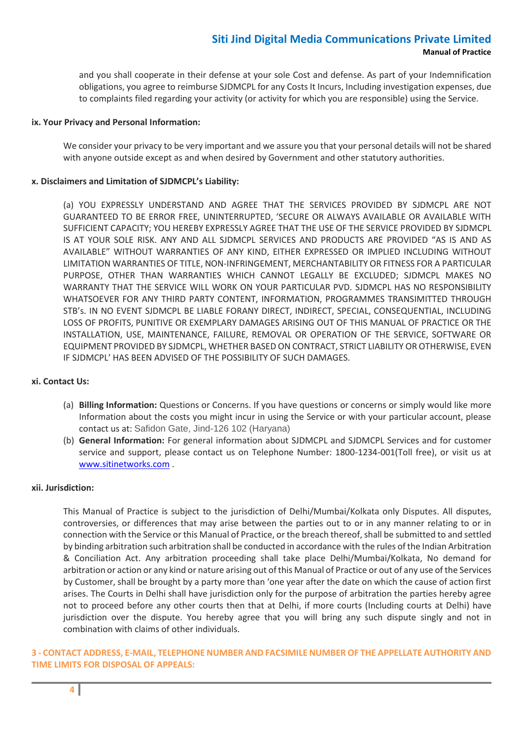and you shall cooperate in their defense at your sole Cost and defense. As part of your Indemnification obligations, you agree to reimburse SJDMCPL for any Costs It Incurs, Including investigation expenses, due to complaints filed regarding your activity (or activity for which you are responsible) using the Service.

**ix. Your Privacy and Personal Information:**

We consider your privacy to be very important and we assure you that your personal details will not be shared with anyone outside except as and when desired by Government and other statutory authorities.

**x. Disclaimers and Limitation of SJDMCPL's Liability:**

(a) YOU EXPRESSLY UNDERSTAND AND AGREE THAT THE SERVICES PROVIDED BY SJDMCPL ARE NOT GUARANTEED TO BE ERROR FREE, UNINTERRUPTED, 'SECURE OR ALWAYS AVAILABLE OR AVAILABLE WITH SUFFICIENT CAPACITY; YOU HEREBY EXPRESSLY AGREE THAT THE USE OF THE SERVICE PROVIDED BY SJDMCPL IS AT YOUR SOLE RISK. ANY AND ALL SJDMCPL SERVICES AND PRODUCTS ARE PROVIDED "AS IS AND AS AVAILABLE" WITHOUT WARRANTIES OF ANY KIND, EITHER EXPRESSED OR IMPLIED INCLUDING WITHOUT LIMITATION WARRANTIES OF TITLE, NON-INFRINGEMENT, MERCHANTABILITY OR FITNESS FOR A PARTICULAR PURPOSE, OTHER THAN WARRANTIES WHICH CANNOT LEGALLY BE EXCLUDED; SJDMCPL MAKES NO WARRANTY THAT THE SERVICE WILL WORK ON YOUR PARTICULAR PVD. SJDMCPL HAS NO RESPONSIBILITY WHATSOEVER FOR ANY THIRD PARTY CONTENT, INFORMATION, PROGRAMMES TRANSIMITTED THROUGH STB's. IN NO EVENT SJDMCPL BE LIABLE FORANY DIRECT, INDIRECT, SPECIAL, CONSEQUENTIAL, INCLUDING LOSS OF PROFITS, PUNITIVE OR EXEMPLARY DAMAGES ARISING OUT OF THIS MANUAL OF PRACTICE OR THE INSTALLATION, USE, MAINTENANCE, FAILURE, REMOVAL OR OPERATION OF THE SERVICE, SOFTWARE OR EQUIPMENT PROVIDED BY SJDMCPL, WHETHER BASED ON CONTRACT, STRICT LIABILITY OR OTHERWISE, EVEN IF SJDMCPL' HAS BEEN ADVISED OF THE POSSIBILITY OF SUCH DAMAGES.

**xi. Contact Us:**

(a) **Billing Information:** Questions or Concerns. If you have questions or concerns or simply would like more Information about the costs you might incur in using the Service or with your particular account, please contact us at: Safidon Gate, Jind-126 102 (Haryana)

(b) **General Information:** For general information about SJDMCPL and SJDMCPL Services and for customer service and support, please contact us on Telephone Number: 1800-1234-001(Toll free), or visit us at www.sitinetworks.com .

**xii. Jurisdiction:**

This Manual of Practice is subject to the jurisdiction of Delhi/Mumbai/Kolkata only Disputes. All disputes, controversies, or differences that may arise between the parties out to or in any manner relating to or in connection with the Service or this Manual of Practice, or the breach thereof, shall be submitted to and settled by binding arbitration such arbitration shall be conducted in accordance with the rules of the Indian Arbitration & Conciliation Act. Any arbitration proceeding shall take place Delhi/Mumbai/Kolkata, No demand for arbitration or action or any kind or nature arising out of this Manual of Practice or out of any use of the Services by Customer, shall be brought by a party more than 'one year after the date on which the cause of action first arises. The Courts in Delhi shall have jurisdiction only for the purpose of arbitration the parties hereby agree not to proceed before any other courts then that at Delhi, if more courts (Including courts at Delhi) have jurisdiction over the dispute. You hereby agree that you will bring any such dispute singly and not in combination with claims of other individuals.

## 3 - CONTACT ADDRESS, E-MAIL, TELEPHONE NUMBER AND FACSIMILE NUMBER OF THE APPELLATE AUTHORITY AND TIME LIMITS FOR DISPOSAL OF APPEALS: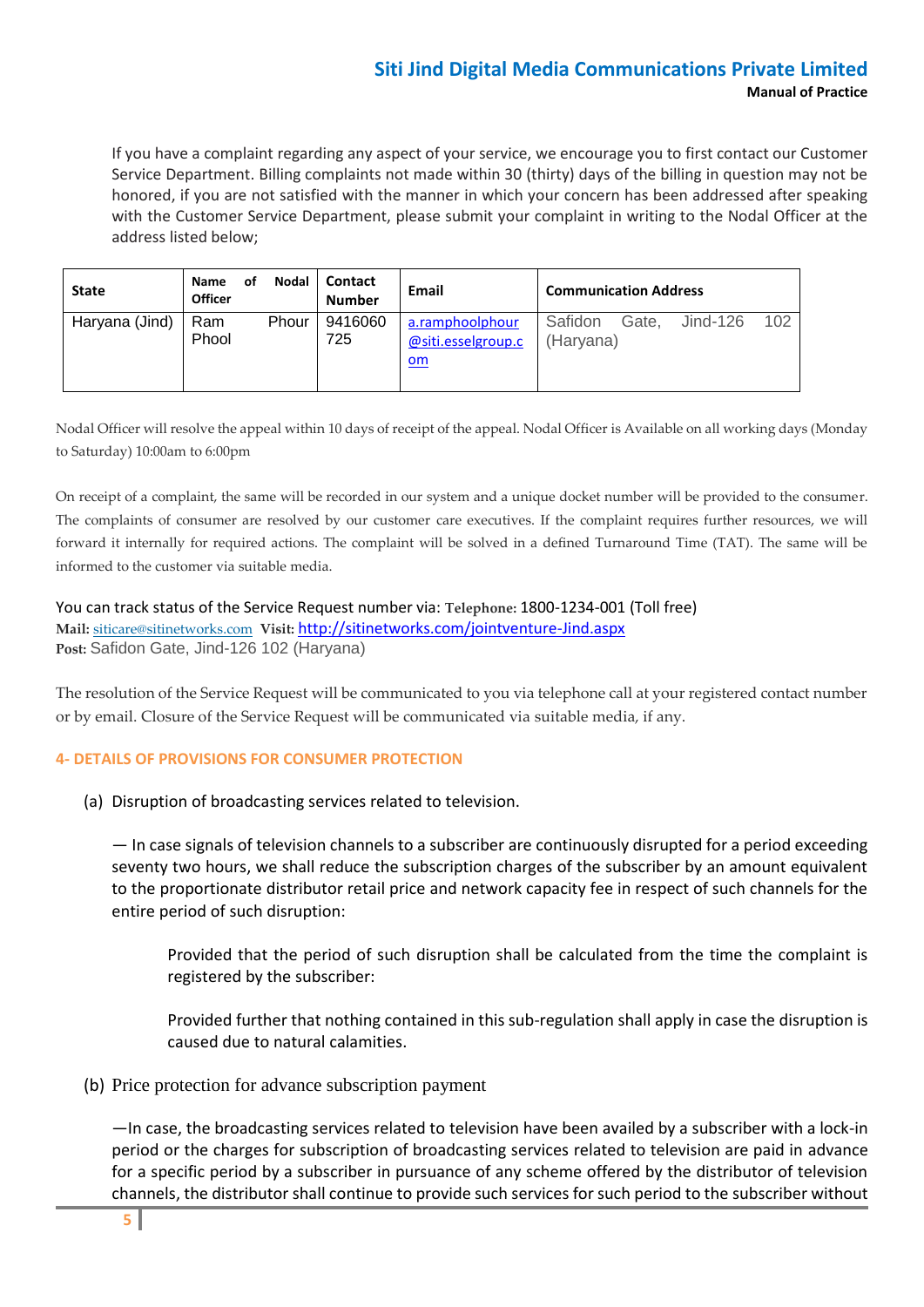If you have a complaint regarding any aspect of your service, we encourage you to first contact our Customer Service Department. Billing complaints not made within 30 (thirty) days of the billing in question may not be honored, if you are not satisfied with the manner in which your concern has been addressed after speaking with the Customer Service Department, please submit your complaint in writing to the Nodal Officer at the address listed below;

| State | Name of Nodal Officer | Contact Number | Email | Communication Address |
|---|---|---|---|---|
| Haryana (Jind) | Ram Phour Phool | 9416060725 | a.ramphoolphour@siti.esselgroup.com | Safidon Gate, Jind-126 102 (Haryana) |

Nodal Officer will resolve the appeal within 10 days of receipt of the appeal. Nodal Officer is Available on all working days (Monday to Saturday) 10:00am to 6:00pm

On receipt of a complaint, the same will be recorded in our system and a unique docket number will be provided to the consumer. The complaints of consumer are resolved by our customer care executives. If the complaint requires further resources, we will forward it internally for required actions. The complaint will be solved in a defined Turnaround Time (TAT). The same will be informed to the customer via suitable media.

You can track status of the Service Request number via: **Telephone:** 1800-1234-001 (Toll free)
**Mail:** siticare@sitinetworks.com **Visit:** http://sitinetworks.com/jointventure-Jind.aspx
**Post:** Safidon Gate, Jind-126 102 (Haryana)

The resolution of the Service Request will be communicated to you via telephone call at your registered contact number or by email. Closure of the Service Request will be communicated via suitable media, if any.

## 4- DETAILS OF PROVISIONS FOR CONSUMER PROTECTION

(a) Disruption of broadcasting services related to television.

— In case signals of television channels to a subscriber are continuously disrupted for a period exceeding seventy two hours, we shall reduce the subscription charges of the subscriber by an amount equivalent to the proportionate distributor retail price and network capacity fee in respect of such channels for the entire period of such disruption:

Provided that the period of such disruption shall be calculated from the time the complaint is registered by the subscriber:

Provided further that nothing contained in this sub-regulation shall apply in case the disruption is caused due to natural calamities.

(b) Price protection for advance subscription payment

—In case, the broadcasting services related to television have been availed by a subscriber with a lock-in period or the charges for subscription of broadcasting services related to television are paid in advance for a specific period by a subscriber in pursuance of any scheme offered by the distributor of television channels, the distributor shall continue to provide such services for such period to the subscriber without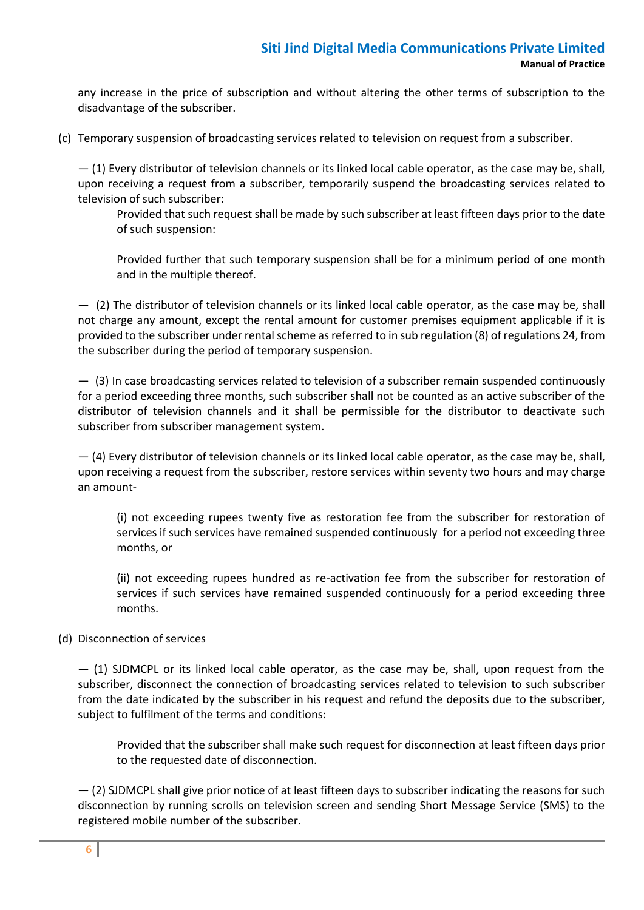any increase in the price of subscription and without altering the other terms of subscription to the disadvantage of the subscriber.

(c) Temporary suspension of broadcasting services related to television on request from a subscriber.

— (1) Every distributor of television channels or its linked local cable operator, as the case may be, shall, upon receiving a request from a subscriber, temporarily suspend the broadcasting services related to television of such subscriber:

> Provided that such request shall be made by such subscriber at least fifteen days prior to the date of such suspension:
>
> Provided further that such temporary suspension shall be for a minimum period of one month and in the multiple thereof.

— (2) The distributor of television channels or its linked local cable operator, as the case may be, shall not charge any amount, except the rental amount for customer premises equipment applicable if it is provided to the subscriber under rental scheme as referred to in sub regulation (8) of regulations 24, from the subscriber during the period of temporary suspension.

— (3) In case broadcasting services related to television of a subscriber remain suspended continuously for a period exceeding three months, such subscriber shall not be counted as an active subscriber of the distributor of television channels and it shall be permissible for the distributor to deactivate such subscriber from subscriber management system.

— (4) Every distributor of television channels or its linked local cable operator, as the case may be, shall, upon receiving a request from the subscriber, restore services within seventy two hours and may charge an amount-

> (i) not exceeding rupees twenty five as restoration fee from the subscriber for restoration of services if such services have remained suspended continuously for a period not exceeding three months, or
>
> (ii) not exceeding rupees hundred as re-activation fee from the subscriber for restoration of services if such services have remained suspended continuously for a period exceeding three months.

(d) Disconnection of services

— (1) SJDMCPL or its linked local cable operator, as the case may be, shall, upon request from the subscriber, disconnect the connection of broadcasting services related to television to such subscriber from the date indicated by the subscriber in his request and refund the deposits due to the subscriber, subject to fulfilment of the terms and conditions:

> Provided that the subscriber shall make such request for disconnection at least fifteen days prior to the requested date of disconnection.

— (2) SJDMCPL shall give prior notice of at least fifteen days to subscriber indicating the reasons for such disconnection by running scrolls on television screen and sending Short Message Service (SMS) to the registered mobile number of the subscriber.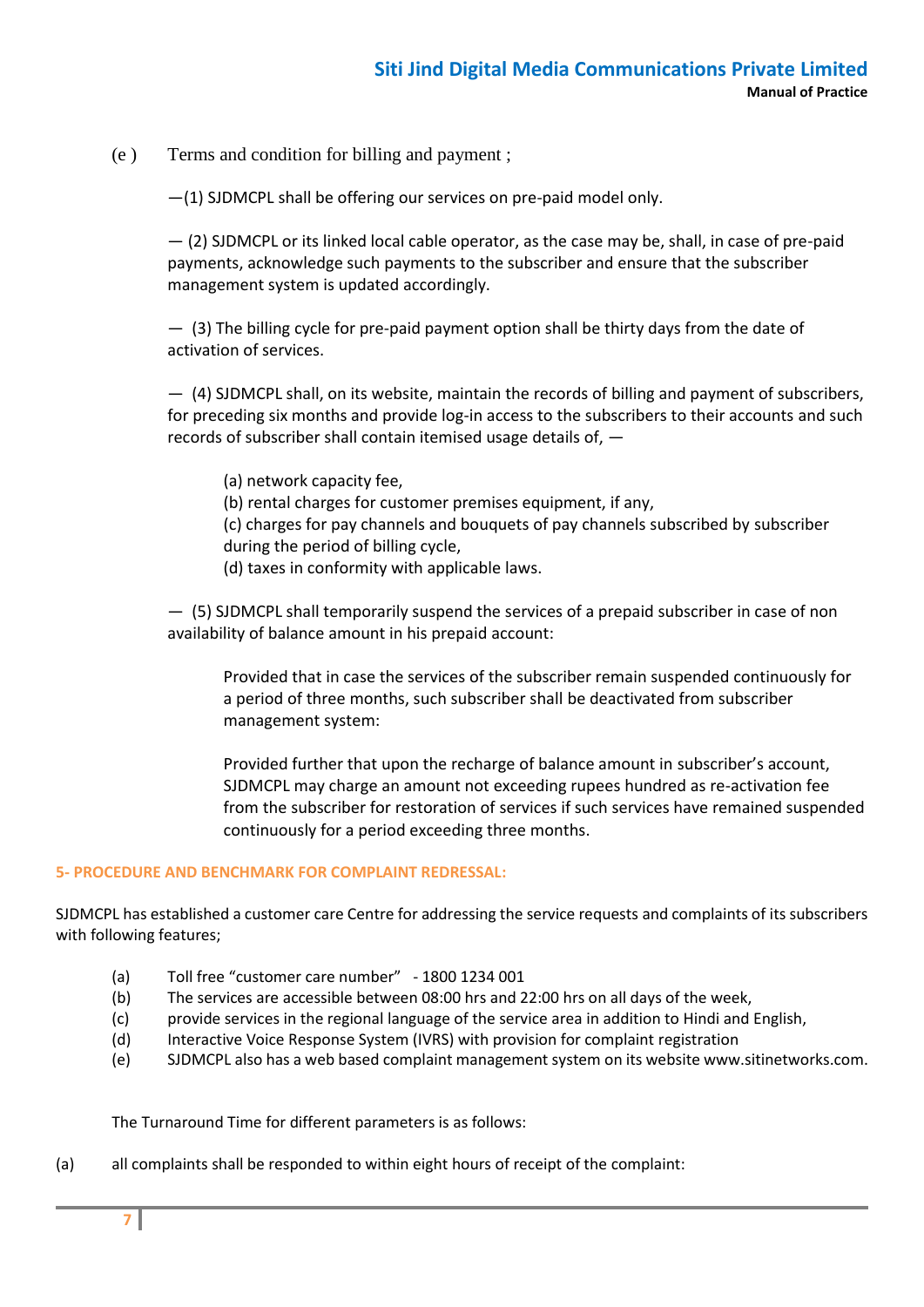(e ) Terms and condition for billing and payment ;

—(1) SJDMCPL shall be offering our services on pre-paid model only.

— (2) SJDMCPL or its linked local cable operator, as the case may be, shall, in case of pre-paid payments, acknowledge such payments to the subscriber and ensure that the subscriber management system is updated accordingly.

— (3) The billing cycle for pre-paid payment option shall be thirty days from the date of activation of services.

— (4) SJDMCPL shall, on its website, maintain the records of billing and payment of subscribers, for preceding six months and provide log-in access to the subscribers to their accounts and such records of subscriber shall contain itemised usage details of, —

(a) network capacity fee,
(b) rental charges for customer premises equipment, if any,
(c) charges for pay channels and bouquets of pay channels subscribed by subscriber during the period of billing cycle,
(d) taxes in conformity with applicable laws.

— (5) SJDMCPL shall temporarily suspend the services of a prepaid subscriber in case of non availability of balance amount in his prepaid account:

Provided that in case the services of the subscriber remain suspended continuously for a period of three months, such subscriber shall be deactivated from subscriber management system:

Provided further that upon the recharge of balance amount in subscriber's account, SJDMCPL may charge an amount not exceeding rupees hundred as re-activation fee from the subscriber for restoration of services if such services have remained suspended continuously for a period exceeding three months.

## 5- PROCEDURE AND BENCHMARK FOR COMPLAINT REDRESSAL:

SJDMCPL has established a customer care Centre for addressing the service requests and complaints of its subscribers with following features;

(a) Toll free "customer care number" - 1800 1234 001
(b) The services are accessible between 08:00 hrs and 22:00 hrs on all days of the week,
(c) provide services in the regional language of the service area in addition to Hindi and English,
(d) Interactive Voice Response System (IVRS) with provision for complaint registration
(e) SJDMCPL also has a web based complaint management system on its website www.sitinetworks.com.

The Turnaround Time for different parameters is as follows:

(a) all complaints shall be responded to within eight hours of receipt of the complaint: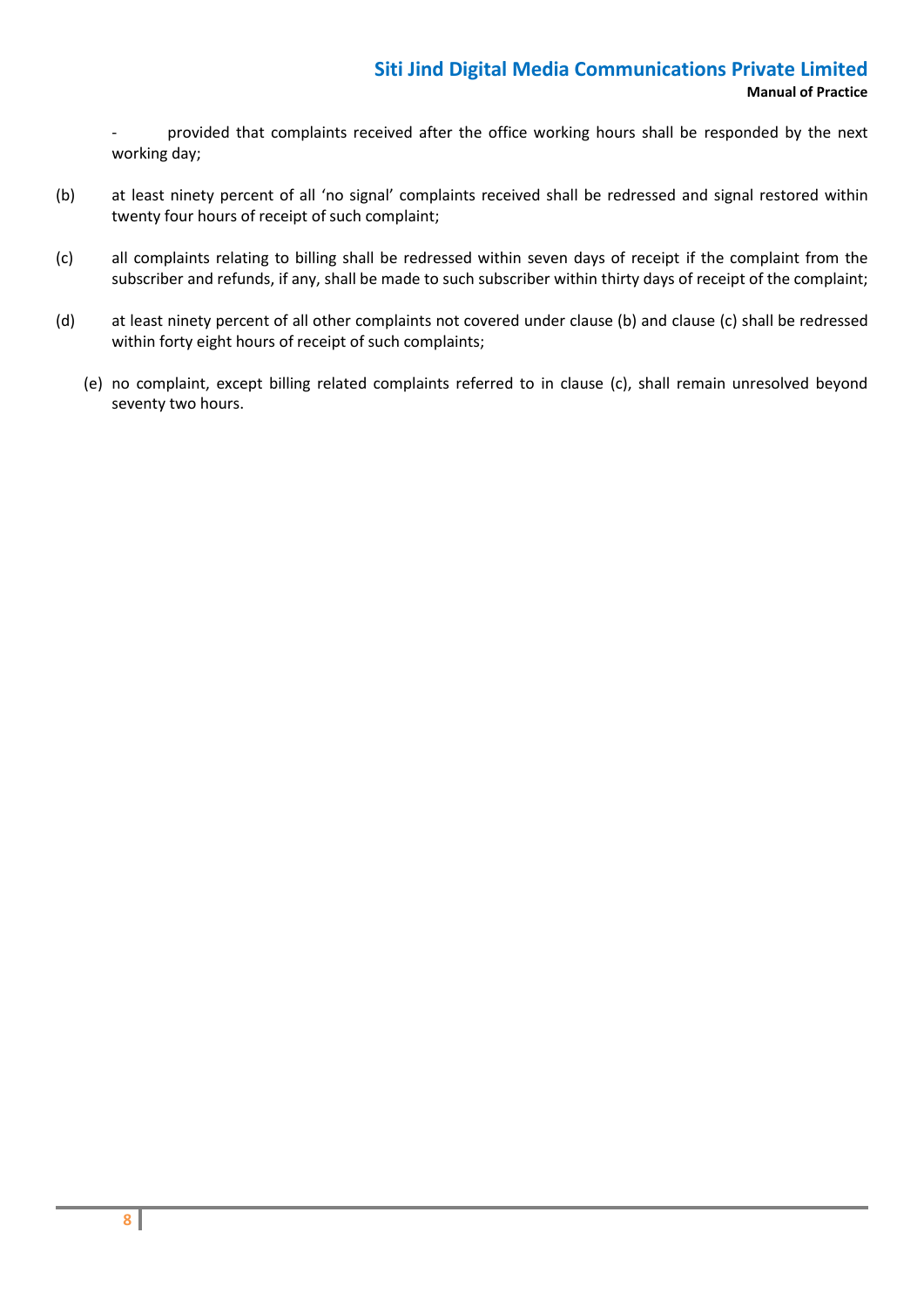- provided that complaints received after the office working hours shall be responded by the next working day;

(b) at least ninety percent of all 'no signal' complaints received shall be redressed and signal restored within twenty four hours of receipt of such complaint;

(c) all complaints relating to billing shall be redressed within seven days of receipt if the complaint from the subscriber and refunds, if any, shall be made to such subscriber within thirty days of receipt of the complaint;

(d) at least ninety percent of all other complaints not covered under clause (b) and clause (c) shall be redressed within forty eight hours of receipt of such complaints;

(e) no complaint, except billing related complaints referred to in clause (c), shall remain unresolved beyond seventy two hours.